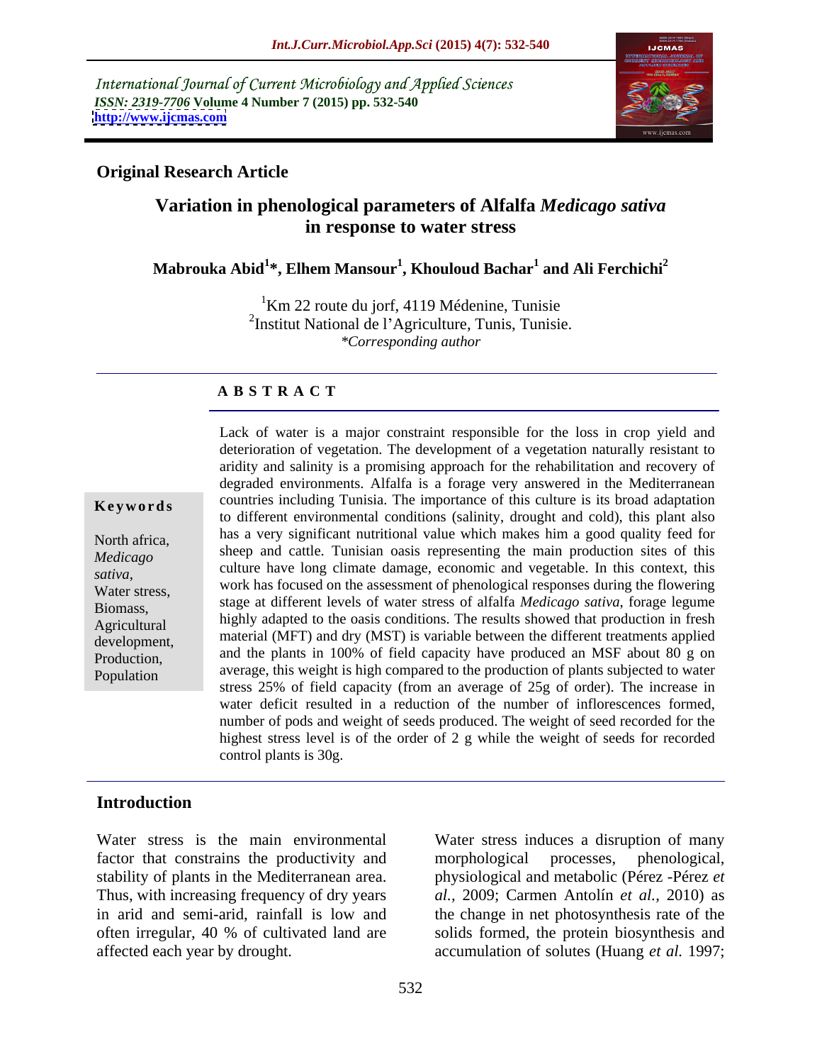International Journal of Current Microbiology and Applied Sciences
*ISSN: 2319-7706* **Volume 4 Number 7 (2015) pp. 532-540**
**http://www.ijcmas.com**

**Original Research Article**

# Variation in phenological parameters of Alfalfa *Medicago sativa* in response to water stress

**Mabrouka Abid[1]\*, Elhem Mansour[1], Khouloud Bachar[1] and Ali Ferchichi[2]**

[1]Km 22 route du jorf, 4119 Médenine, Tunisie
[2]Institut National de l'Agriculture, Tunis, Tunisie.
*\*Corresponding author*

## ABSTRACT

**Keywords**

North africa, *Medicago sativa*, Water stress, Biomass, Agricultural development, Production, Population

Lack of water is a major constraint responsible for the loss in crop yield and deterioration of vegetation. The development of a vegetation naturally resistant to aridity and salinity is a promising approach for the rehabilitation and recovery of degraded environments. Alfalfa is a forage very answered in the Mediterranean countries including Tunisia. The importance of this culture is its broad adaptation to different environmental conditions (salinity, drought and cold), this plant also has a very significant nutritional value which makes him a good quality feed for sheep and cattle. Tunisian oasis representing the main production sites of this culture have long climate damage, economic and vegetable. In this context, this work has focused on the assessment of phenological responses during the flowering stage at different levels of water stress of alfalfa *Medicago sativa*, forage legume highly adapted to the oasis conditions. The results showed that production in fresh material (MFT) and dry (MST) is variable between the different treatments applied and the plants in 100% of field capacity have produced an MSF about 80 g on average, this weight is high compared to the production of plants subjected to water stress 25% of field capacity (from an average of 25g of order). The increase in water deficit resulted in a reduction of the number of inflorescences formed, number of pods and weight of seeds produced. The weight of seed recorded for the highest stress level is of the order of 2 g while the weight of seeds for recorded control plants is 30g.

## Introduction

Water stress is the main environmental factor that constrains the productivity and stability of plants in the Mediterranean area. Thus, with increasing frequency of dry years in arid and semi-arid, rainfall is low and often irregular, 40 % of cultivated land are affected each year by drought.

Water stress induces a disruption of many morphological processes, phenological, physiological and metabolic (Pérez -Pérez *et al.,* 2009; Carmen Antolín *et al.,* 2010) as the change in net photosynthesis rate of the solids formed, the protein biosynthesis and accumulation of solutes (Huang *et al.* 1997;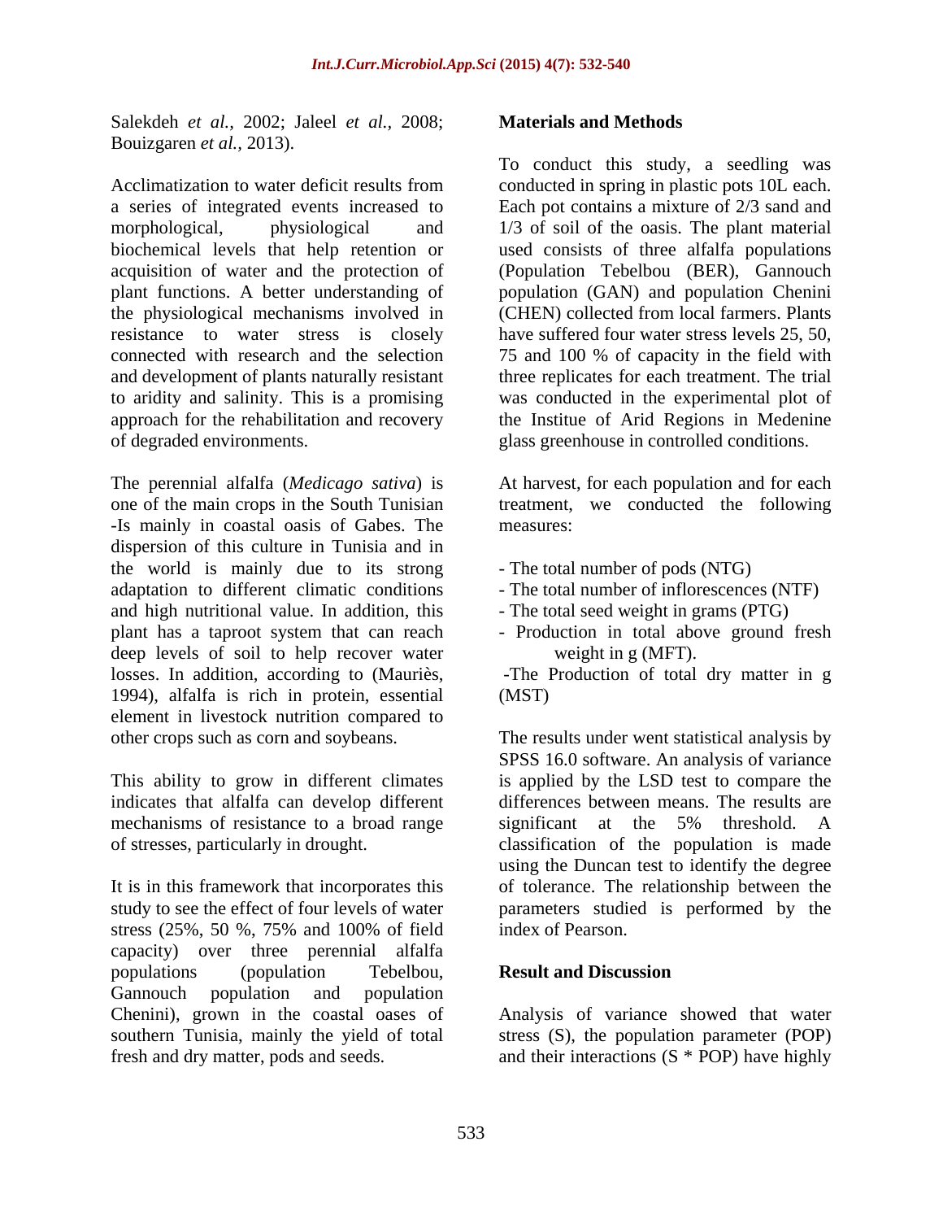Salekdeh *et al.,* 2002; Jaleel *et al.,* 2008; Bouizgaren *et al.,* 2013).

Acclimatization to water deficit results from a series of integrated events increased to morphological, physiological and biochemical levels that help retention or acquisition of water and the protection of plant functions. A better understanding of the physiological mechanisms involved in resistance to water stress is closely connected with research and the selection and development of plants naturally resistant to aridity and salinity. This is a promising approach for the rehabilitation and recovery of degraded environments.

The perennial alfalfa (*Medicago sativa*) is one of the main crops in the South Tunisian -Is mainly in coastal oasis of Gabes. The dispersion of this culture in Tunisia and in the world is mainly due to its strong adaptation to different climatic conditions and high nutritional value. In addition, this plant has a taproot system that can reach deep levels of soil to help recover water losses. In addition, according to (Mauriès, 1994), alfalfa is rich in protein, essential element in livestock nutrition compared to other crops such as corn and soybeans.

This ability to grow in different climates indicates that alfalfa can develop different mechanisms of resistance to a broad range of stresses, particularly in drought.

It is in this framework that incorporates this study to see the effect of four levels of water stress (25%, 50 %, 75% and 100% of field capacity) over three perennial alfalfa populations (population Tebelbou, Gannouch population and population Chenini), grown in the coastal oases of southern Tunisia, mainly the yield of total fresh and dry matter, pods and seeds.

## Materials and Methods

To conduct this study, a seedling was conducted in spring in plastic pots 10L each. Each pot contains a mixture of 2/3 sand and 1/3 of soil of the oasis. The plant material used consists of three alfalfa populations (Population Tebelbou (BER), Gannouch population (GAN) and population Chenini (CHEN) collected from local farmers. Plants have suffered four water stress levels 25, 50, 75 and 100 % of capacity in the field with three replicates for each treatment. The trial was conducted in the experimental plot of the Institue of Arid Regions in Medenine glass greenhouse in controlled conditions.

At harvest, for each population and for each treatment, we conducted the following measures:

- The total number of pods (NTG)
- The total number of inflorescences (NTF)
- The total seed weight in grams (PTG)
- Production in total above ground fresh weight in g (MFT).
- The Production of total dry matter in g (MST)

The results under went statistical analysis by SPSS 16.0 software. An analysis of variance is applied by the LSD test to compare the differences between means. The results are significant at the 5% threshold. A classification of the population is made using the Duncan test to identify the degree of tolerance. The relationship between the parameters studied is performed by the index of Pearson.

## Result and Discussion

Analysis of variance showed that water stress (S), the population parameter (POP) and their interactions (S * POP) have highly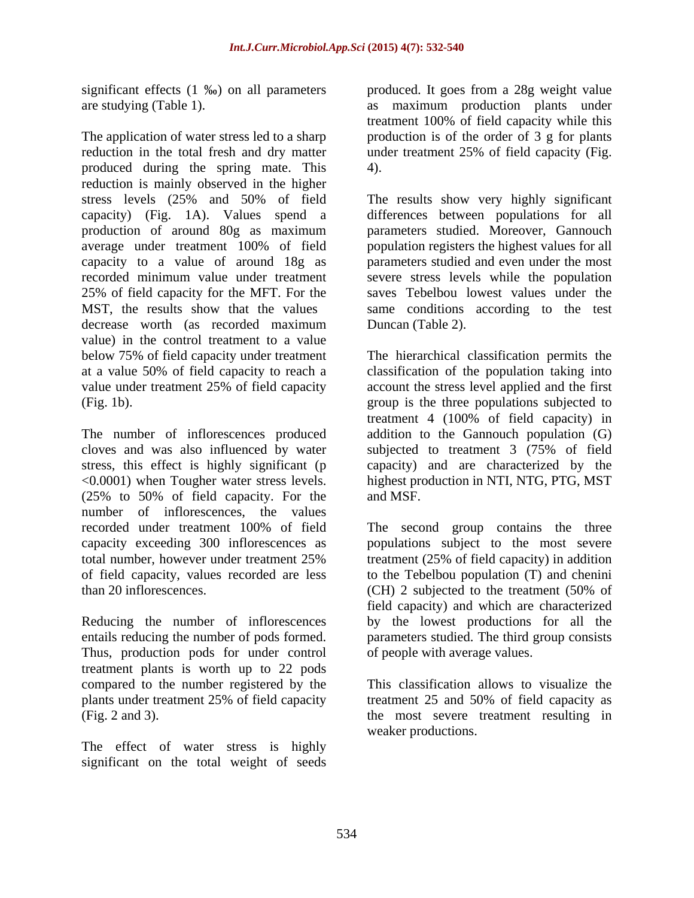significant effects (1 ‰) on all parameters are studying (Table 1).

The application of water stress led to a sharp reduction in the total fresh and dry matter produced during the spring mate. This reduction is mainly observed in the higher stress levels (25% and 50% of field capacity) (Fig. 1A). Values spend a production of around 80g as maximum average under treatment 100% of field capacity to a value of around 18g as recorded minimum value under treatment 25% of field capacity for the MFT. For the MST, the results show that the values decrease worth (as recorded maximum value) in the control treatment to a value below 75% of field capacity under treatment at a value 50% of field capacity to reach a value under treatment 25% of field capacity (Fig. 1b).

The number of inflorescences produced cloves and was also influenced by water stress, this effect is highly significant (p <0.0001) when Tougher water stress levels. (25% to 50% of field capacity. For the number of inflorescences, the values recorded under treatment 100% of field capacity exceeding 300 inflorescences as total number, however under treatment 25% of field capacity, values recorded are less than 20 inflorescences.

Reducing the number of inflorescences entails reducing the number of pods formed. Thus, production pods for under control treatment plants is worth up to 22 pods compared to the number registered by the plants under treatment 25% of field capacity (Fig. 2 and 3).

The effect of water stress is highly significant on the total weight of seeds produced. It goes from a 28g weight value as maximum production plants under treatment 100% of field capacity while this production is of the order of 3 g for plants under treatment 25% of field capacity (Fig. 4).

The results show very highly significant differences between populations for all parameters studied. Moreover, Gannouch population registers the highest values for all parameters studied and even under the most severe stress levels while the population saves Tebelbou lowest values under the same conditions according to the test Duncan (Table 2).

The hierarchical classification permits the classification of the population taking into account the stress level applied and the first group is the three populations subjected to treatment 4 (100% of field capacity) in addition to the Gannouch population (G) subjected to treatment 3 (75% of field capacity) and are characterized by the highest production in NTI, NTG, PTG, MST and MSF.

The second group contains the three populations subject to the most severe treatment (25% of field capacity) in addition to the Tebelbou population (T) and chenini (CH) 2 subjected to the treatment (50% of field capacity) and which are characterized by the lowest productions for all the parameters studied. The third group consists of people with average values.

This classification allows to visualize the treatment 25 and 50% of field capacity as the most severe treatment resulting in weaker productions.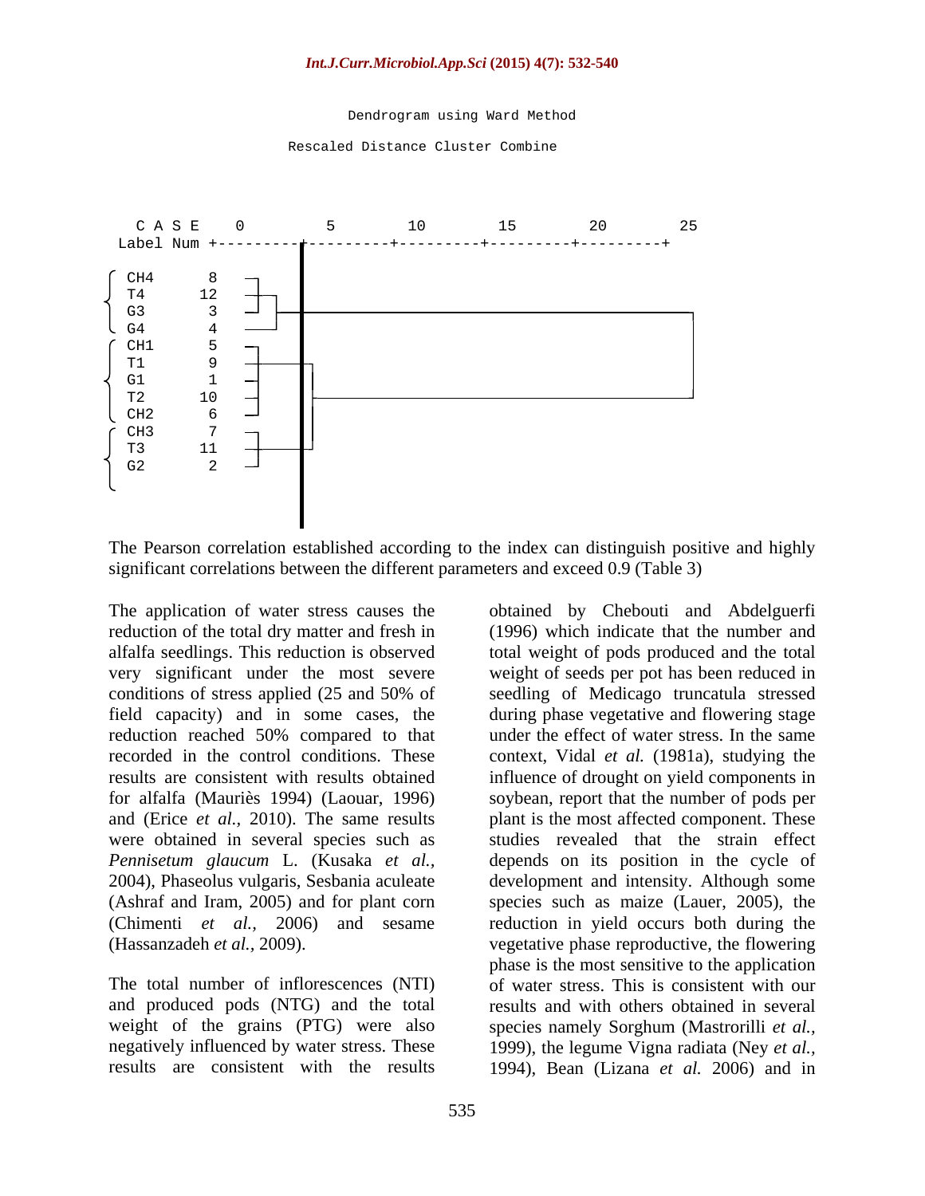Dendrogram using Ward Method

Rescaled Distance Cluster Combine

```
 C A S E      0         5        10        15        20        25
Label  Num  +---------+---------+---------+---------+---------+

 CH4     8
 T4     12
 G3      3
 G4      4
 CH1     5
 T1      9
 G1      1
 T2     10
 CH2     6
 CH3     7
 T3     11
 G2      2
```

The Pearson correlation established according to the index can distinguish positive and highly significant correlations between the different parameters and exceed 0.9 (Table 3)

The application of water stress causes the reduction of the total dry matter and fresh in alfalfa seedlings. This reduction is observed very significant under the most severe conditions of stress applied (25 and 50% of field capacity) and in some cases, the reduction reached 50% compared to that recorded in the control conditions. These results are consistent with results obtained for alfalfa (Mauriès 1994) (Laouar, 1996) and (Erice *et al.,* 2010). The same results were obtained in several species such as *Pennisetum glaucum* L. (Kusaka *et al.,* 2004), Phaseolus vulgaris, Sesbania aculeate (Ashraf and Iram, 2005) and for plant corn (Chimenti *et al.,* 2006) and sesame (Hassanzadeh *et al.,* 2009).

The total number of inflorescences (NTI) and produced pods (NTG) and the total weight of the grains (PTG) were also negatively influenced by water stress. These results are consistent with the results obtained by Chebouti and Abdelguerfi (1996) which indicate that the number and total weight of pods produced and the total weight of seeds per pot has been reduced in seedling of Medicago truncatula stressed during phase vegetative and flowering stage under the effect of water stress. In the same context, Vidal *et al.* (1981a), studying the influence of drought on yield components in soybean, report that the number of pods per plant is the most affected component. These studies revealed that the strain effect depends on its position in the cycle of development and intensity. Although some species such as maize (Lauer, 2005), the reduction in yield occurs both during the vegetative phase reproductive, the flowering phase is the most sensitive to the application of water stress. This is consistent with our results and with others obtained in several species namely Sorghum (Mastrorilli *et al.,* 1999), the legume Vigna radiata (Ney *et al.,* 1994), Bean (Lizana *et al.* 2006) and in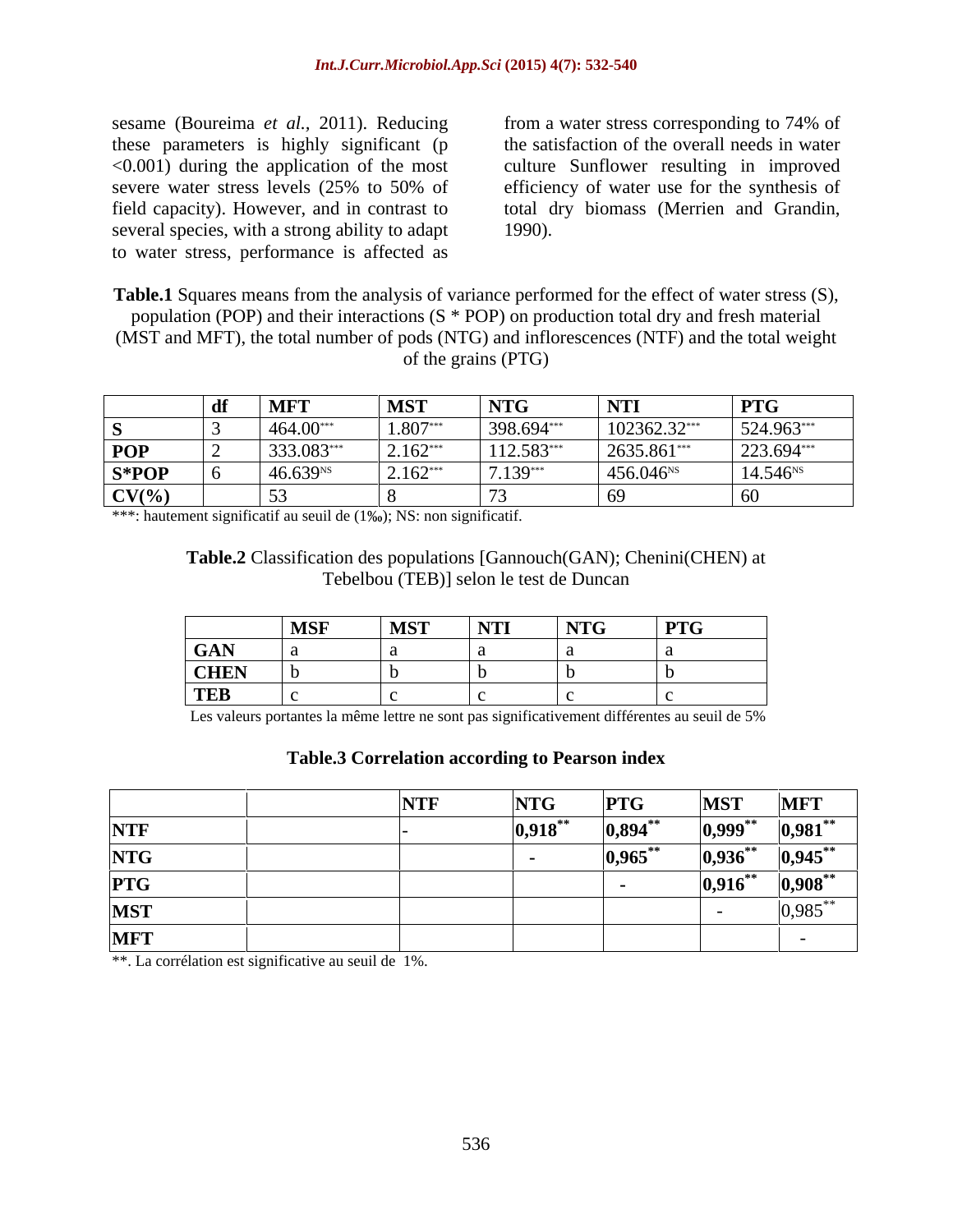sesame (Boureima *et al.*, 2011). Reducing these parameters is highly significant ($p < 0.001$) during the application of the most severe water stress levels (25% to 50% of field capacity). However, and in contrast to several species, with a strong ability to adapt to water stress, performance is affected as from a water stress corresponding to 74% of the satisfaction of the overall needs in water culture Sunflower resulting in improved efficiency of water use for the synthesis of total dry biomass (Merrien and Grandin, 1990).

**Table.1** Squares means from the analysis of variance performed for the effect of water stress (S), population (POP) and their interactions (S * POP) on production total dry and fresh material (MST and MFT), the total number of pods (NTG) and inflorescences (NTF) and the total weight of the grains (PTG)

| | df | MFT | MST | NTG | NTI | PTG |
|---|---|---|---|---|---|---|
| **S** | 3 | 464.00$^{***}$ | 1.807$^{***}$ | 398.694$^{***}$ | 102362.32$^{***}$ | 524.963$^{***}$ |
| **POP** | 2 | 333.083$^{***}$ | 2.162$^{***}$ | 112.583$^{***}$ | 2635.861$^{***}$ | 223.694$^{***}$ |
| **S*POP** | 6 | 46.639$^{NS}$ | 2.162$^{***}$ | 7.139$^{***}$ | 456.046$^{NS}$ | 14.546$^{NS}$ |
| **CV(%)** | | 53 | 8 | 73 | 69 | 60 |

***: hautement significatif au seuil de (1‰); NS: non significatif.

**Table.2** Classification des populations [Gannouch(GAN); Chenini(CHEN) at Tebelbou (TEB)] selon le test de Duncan

| | MSF | MST | NTI | NTG | PTG |
|---|---|---|---|---|---|
| **GAN** | a | a | a | a | a |
| **CHEN** | b | b | b | b | b |
| **TEB** | c | c | c | c | c |

Les valeurs portantes la même lettre ne sont pas significativement différentes au seuil de 5%

**Table.3 Correlation according to Pearson index**

| | | NTF | NTG | PTG | MST | MFT |
|---|---|---|---|---|---|---|
| **NTF** | | - | **0,918$^{**}$** | **0,894$^{**}$** | **0,999$^{**}$** | **0,981$^{**}$** |
| **NTG** | | | - | **0,965$^{**}$** | **0,936$^{**}$** | **0,945$^{**}$** |
| **PTG** | | | | - | **0,916$^{**}$** | **0,908$^{**}$** |
| **MST** | | | | | - | 0,985$^{**}$ |
| **MFT** | | | | | | - |

**. La corrélation est significative au seuil de 1%.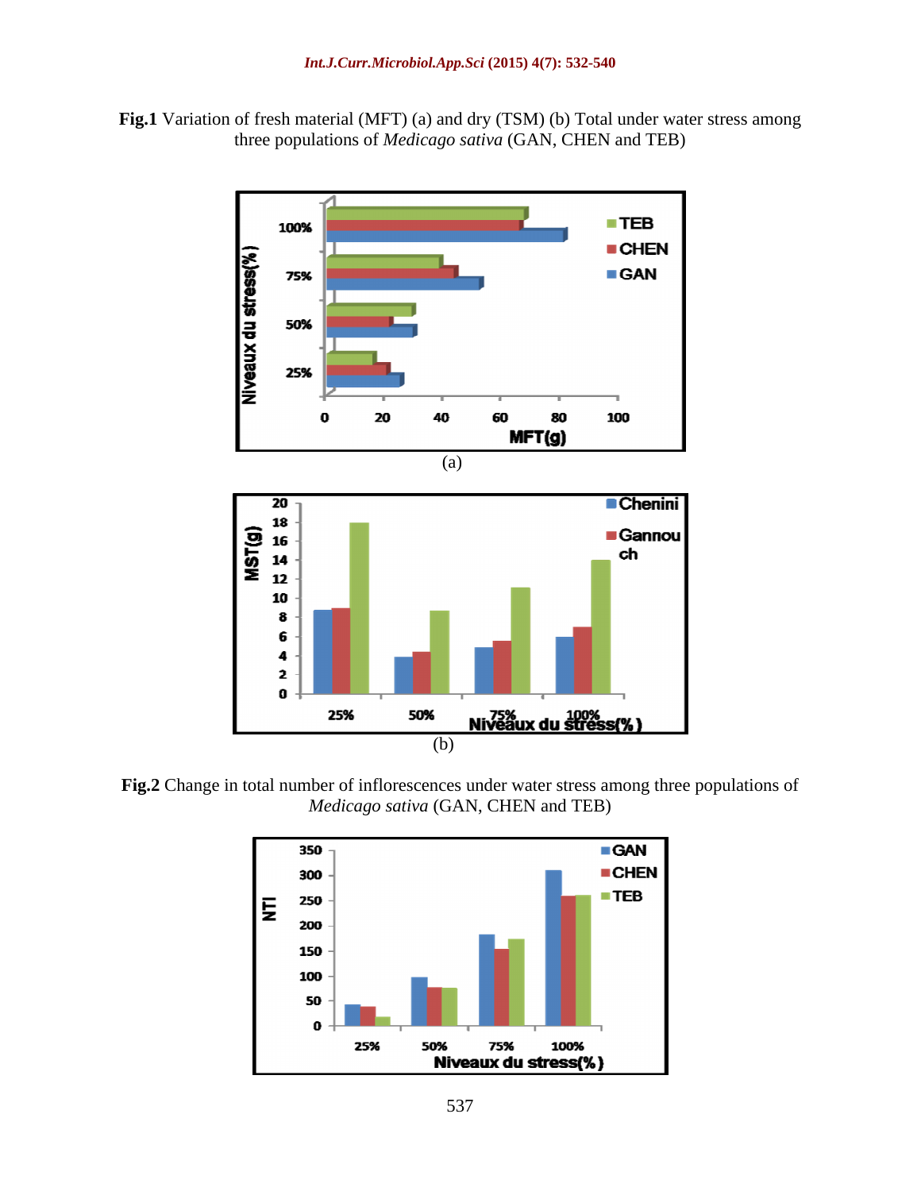**Fig.1** Variation of fresh material (MFT) (a) and dry (TSM) (b) Total under water stress among three populations of *Medicago sativa* (GAN, CHEN and TEB)

(a)

(b)

**Fig.2** Change in total number of inflorescences under water stress among three populations of *Medicago sativa* (GAN, CHEN and TEB)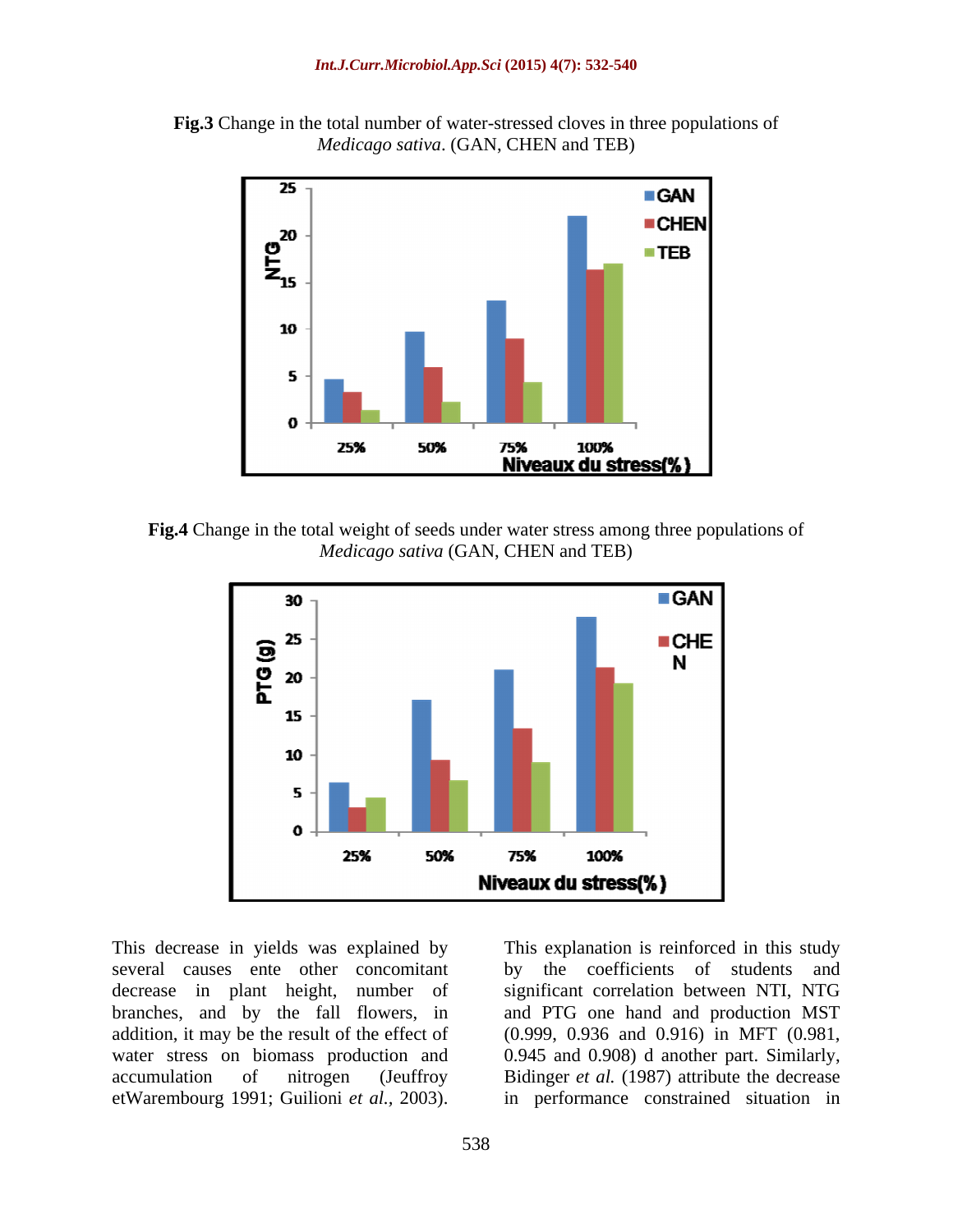**Fig.3** Change in the total number of water-stressed cloves in three populations of *Medicago sativa*. (GAN, CHEN and TEB)

**Fig.4** Change in the total weight of seeds under water stress among three populations of *Medicago sativa* (GAN, CHEN and TEB)

This decrease in yields was explained by several causes ente other concomitant decrease in plant height, number of branches, and by the fall flowers, in addition, it may be the result of the effect of water stress on biomass production and accumulation of nitrogen (Jeuffroy etWarembourg 1991; Guilioni *et al.,* 2003).

This explanation is reinforced in this study by the coefficients of students and significant correlation between NTI, NTG and PTG one hand and production MST (0.999, 0.936 and 0.916) in MFT (0.981, 0.945 and 0.908) d another part. Similarly, Bidinger *et al.* (1987) attribute the decrease in performance constrained situation in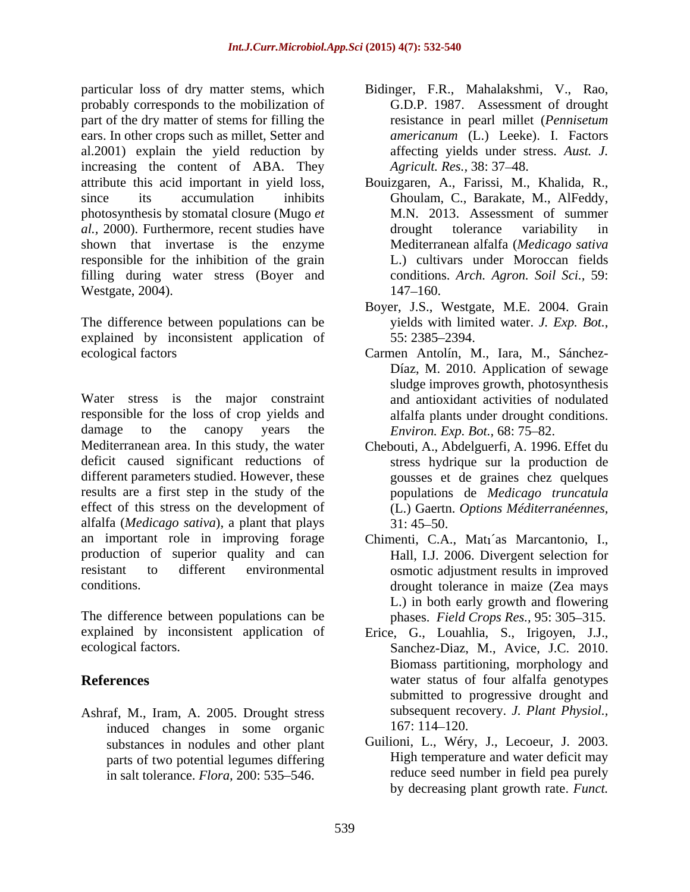particular loss of dry matter stems, which probably corresponds to the mobilization of part of the dry matter of stems for filling the ears. In other crops such as millet, Setter and al.2001) explain the yield reduction by increasing the content of ABA. They attribute this acid important in yield loss, since its accumulation inhibits photosynthesis by stomatal closure (Mugo *et al.,* 2000). Furthermore, recent studies have shown that invertase is the enzyme responsible for the inhibition of the grain filling during water stress (Boyer and Westgate, 2004).

The difference between populations can be explained by inconsistent application of ecological factors

Water stress is the major constraint responsible for the loss of crop yields and damage to the canopy years the Mediterranean area. In this study, the water deficit caused significant reductions of different parameters studied. However, these results are a first step in the study of the effect of this stress on the development of alfalfa (*Medicago sativa*), a plant that plays an important role in improving forage production of superior quality and can resistant to different environmental conditions.

The difference between populations can be explained by inconsistent application of ecological factors.

## References

Ashraf, M., Iram, A. 2005. Drought stress induced changes in some organic substances in nodules and other plant parts of two potential legumes differing in salt tolerance. *Flora,* 200: 535–546.

Bidinger, F.R., Mahalakshmi, V., Rao, G.D.P. 1987. Assessment of drought resistance in pearl millet (*Pennisetum americanum* (L.) Leeke). I. Factors affecting yields under stress. *Aust. J. Agricult. Res.,* 38: 37–48.

Bouizgaren, A., Farissi, M., Khalida, R., Ghoulam, C., Barakate, M., AlFeddy, M.N. 2013. Assessment of summer drought tolerance variability in Mediterranean alfalfa (*Medicago sativa* L.) cultivars under Moroccan fields conditions. *Arch. Agron. Soil Sci.,* 59: 147–160.

Boyer, J.S., Westgate, M.E. 2004. Grain yields with limited water. *J. Exp. Bot.*, 55: 2385–2394.

Carmen Antolín, M., Iara, M., Sánchez-Díaz, M. 2010. Application of sewage sludge improves growth, photosynthesis and antioxidant activities of nodulated alfalfa plants under drought conditions. *Environ. Exp. Bot.*, 68: 75–82.

Chebouti, A., Abdelguerfi, A. 1996. Effet du stress hydrique sur la production de gousses et de graines chez quelques populations de *Medicago truncatula* (L.) Gaertn. *Options Méditerranéennes,* 31: 45–50.

Chimenti, C.A., Matı´as Marcantonio, I., Hall, I.J. 2006. Divergent selection for osmotic adjustment results in improved drought tolerance in maize (Zea mays L.) in both early growth and flowering phases. *Field Crops Res.,* 95: 305–315.

Erice, G., Louahlia, S., Irigoyen, J.J., Sanchez-Diaz, M., Avice, J.C. 2010. Biomass partitioning, morphology and water status of four alfalfa genotypes submitted to progressive drought and subsequent recovery. *J. Plant Physiol.,* 167: 114–120.

Guilioni, L., Wéry, J., Lecoeur, J. 2003. High temperature and water deficit may reduce seed number in field pea purely by decreasing plant growth rate. *Funct.*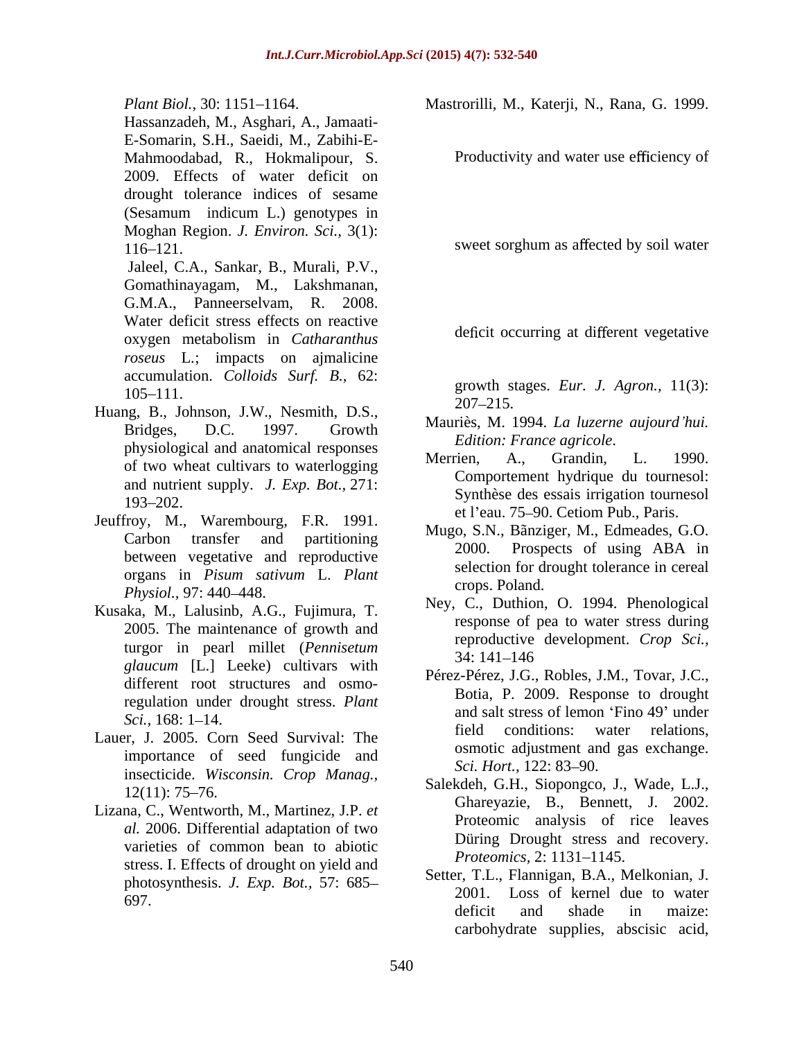*Plant Biol.,* 30: 1151–1164.

Hassanzadeh, M., Asghari, A., Jamaati-E-Somarin, S.H., Saeidi, M., Zabihi-E-Mahmoodabad, R., Hokmalipour, S. 2009. Effects of water deficit on drought tolerance indices of sesame (Sesamum indicum L.) genotypes in Moghan Region. *J. Environ. Sci.,* 3(1): 116–121.

Jaleel, C.A., Sankar, B., Murali, P.V., Gomathinayagam, M., Lakshmanan, G.M.A., Panneerselvam, R. 2008. Water deficit stress effects on reactive oxygen metabolism in *Catharanthus roseus* L.; impacts on ajmalicine accumulation. *Colloids Surf. B.,* 62: 105–111.

Huang, B., Johnson, J.W., Nesmith, D.S., Bridges, D.C. 1997. Growth physiological and anatomical responses of two wheat cultivars to waterlogging and nutrient supply. *J. Exp. Bot.,* 271: 193–202.

Jeuffroy, M., Warembourg, F.R. 1991. Carbon transfer and partitioning between vegetative and reproductive organs in *Pisum sativum* L. *Plant Physiol.,* 97: 440–448.

Kusaka, M., Lalusinb, A.G., Fujimura, T. 2005. The maintenance of growth and turgor in pearl millet (*Pennisetum glaucum* [L.] Leeke) cultivars with different root structures and osmo-regulation under drought stress. *Plant Sci.,* 168: 1–14.

Lauer, J. 2005. Corn Seed Survival: The importance of seed fungicide and insecticide. *Wisconsin. Crop Manag.,* 12(11): 75–76.

Lizana, C., Wentworth, M., Martinez, J.P. *et al.* 2006. Differential adaptation of two varieties of common bean to abiotic stress. I. Effects of drought on yield and photosynthesis. *J. Exp. Bot.,* 57: 685–697.

Mastrorilli, M., Katerji, N., Rana, G. 1999. Productivity and water use efficiency of sweet sorghum as affected by soil water deficit occurring at different vegetative growth stages. *Eur. J. Agron.,* 11(3): 207–215.

Mauriès, M. 1994. *La luzerne aujourd'hui. Edition: France agricole*.

Merrien, A., Grandin, L. 1990. Comportement hydrique du tournesol: Synthèse des essais irrigation tournesol et l'eau. 75–90. Cetiom Pub., Paris.

Mugo, S.N., Bãnziger, M., Edmeades, G.O. 2000. Prospects of using ABA in selection for drought tolerance in cereal crops. Poland.

Ney, C., Duthion, O. 1994. Phenological response of pea to water stress during reproductive development. *Crop Sci.,* 34: 141–146

Pérez-Pérez, J.G., Robles, J.M., Tovar, J.C., Botia, P. 2009. Response to drought and salt stress of lemon 'Fino 49' under field conditions: water relations, osmotic adjustment and gas exchange. *Sci. Hort.,* 122: 83–90.

Salekdeh, G.H., Siopongco, J., Wade, L.J., Ghareyazie, B., Bennett, J. 2002. Proteomic analysis of rice leaves Düring Drought stress and recovery. *Proteomics*, 2: 1131–1145.

Setter, T.L., Flannigan, B.A., Melkonian, J. 2001. Loss of kernel due to water deficit and shade in maize: carbohydrate supplies, abscisic acid,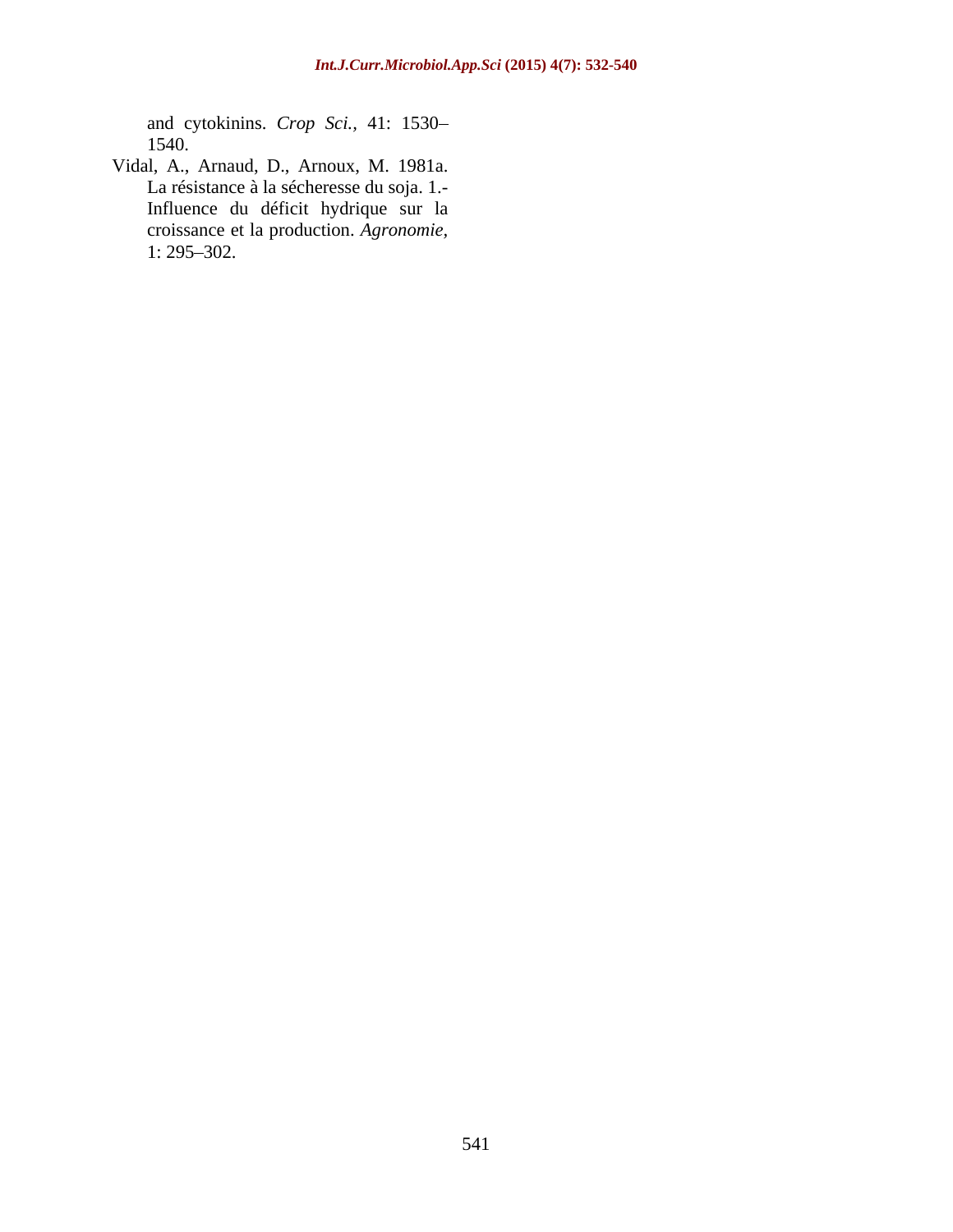and cytokinins. *Crop Sci.*, 41: 1530–1540.

Vidal, A., Arnaud, D., Arnoux, M. 1981a. La résistance à la sécheresse du soja. 1.- Influence du déficit hydrique sur la croissance et la production. *Agronomie*, 1: 295–302.